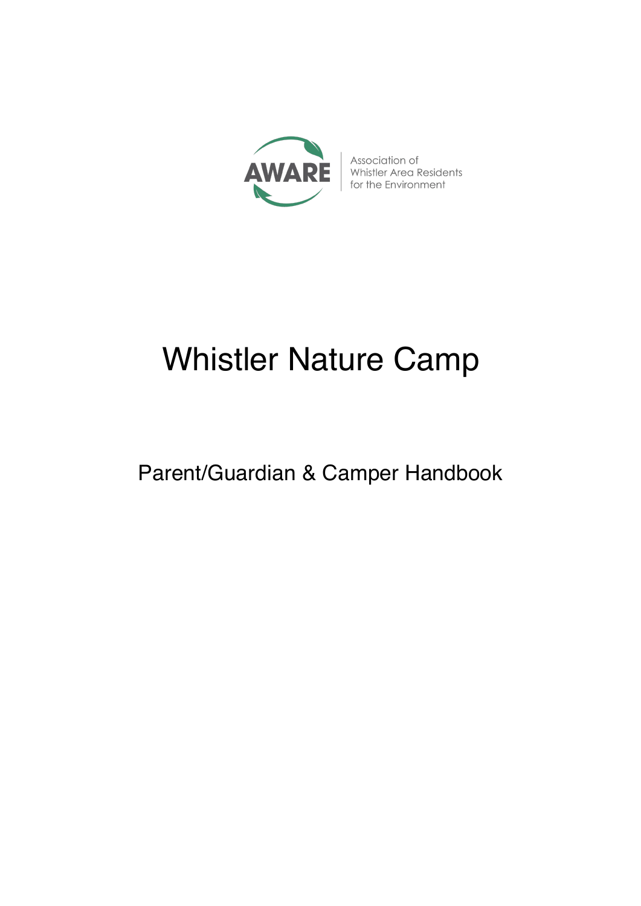AWARE

Association of Whistler Area Residents for the Environment

# Whistler Nature Camp

## Parent/Guardian & Camper Handbook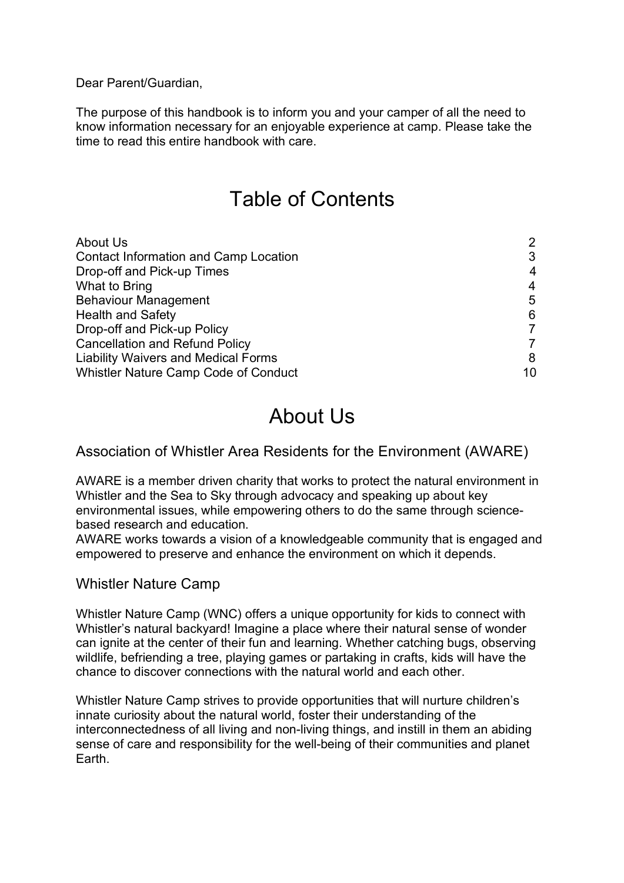Dear Parent/Guardian,

The purpose of this handbook is to inform you and your camper of all the need to know information necessary for an enjoyable experience at camp. Please take the time to read this entire handbook with care.

# Table of Contents

| | |
|---|---|
| About Us | 2 |
| Contact Information and Camp Location | 3 |
| Drop-off and Pick-up Times | 4 |
| What to Bring | 4 |
| Behaviour Management | 5 |
| Health and Safety | 6 |
| Drop-off and Pick-up Policy | 7 |
| Cancellation and Refund Policy | 7 |
| Liability Waivers and Medical Forms | 8 |
| Whistler Nature Camp Code of Conduct | 10 |

# About Us

## Association of Whistler Area Residents for the Environment (AWARE)

AWARE is a member driven charity that works to protect the natural environment in Whistler and the Sea to Sky through advocacy and speaking up about key environmental issues, while empowering others to do the same through science-based research and education.
AWARE works towards a vision of a knowledgeable community that is engaged and empowered to preserve and enhance the environment on which it depends.

## Whistler Nature Camp

Whistler Nature Camp (WNC) offers a unique opportunity for kids to connect with Whistler's natural backyard! Imagine a place where their natural sense of wonder can ignite at the center of their fun and learning. Whether catching bugs, observing wildlife, befriending a tree, playing games or partaking in crafts, kids will have the chance to discover connections with the natural world and each other.

Whistler Nature Camp strives to provide opportunities that will nurture children's innate curiosity about the natural world, foster their understanding of the interconnectedness of all living and non-living things, and instill in them an abiding sense of care and responsibility for the well-being of their communities and planet Earth.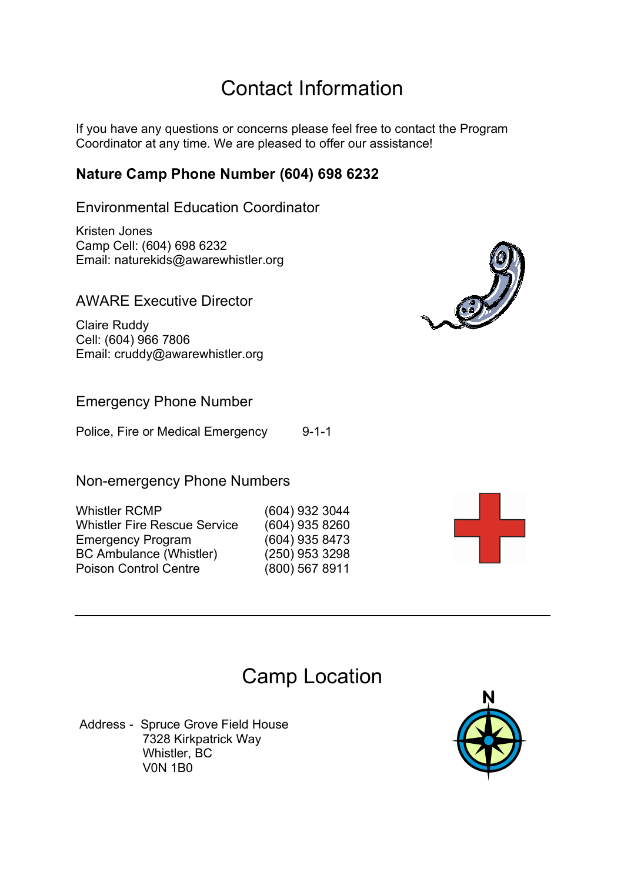# Contact Information

If you have any questions or concerns please feel free to contact the Program Coordinator at any time. We are pleased to offer our assistance!

**Nature Camp Phone Number (604) 698 6232**

### Environmental Education Coordinator

Kristen Jones
Camp Cell: (604) 698 6232
Email: naturekids@awarewhistler.org

### AWARE Executive Director

Claire Ruddy
Cell: (604) 966 7806
Email: cruddy@awarewhistler.org

### Emergency Phone Number

| | |
|---|---|
| Police, Fire or Medical Emergency | 9-1-1 |

### Non-emergency Phone Numbers

| | |
|---|---|
| Whistler RCMP | (604) 932 3044 |
| Whistler Fire Rescue Service | (604) 935 8260 |
| Emergency Program | (604) 935 8473 |
| BC Ambulance (Whistler) | (250) 953 3298 |
| Poison Control Centre | (800) 567 8911 |

---

# Camp Location

Address - Spruce Grove Field House
7328 Kirkpatrick Way
Whistler, BC
V0N 1B0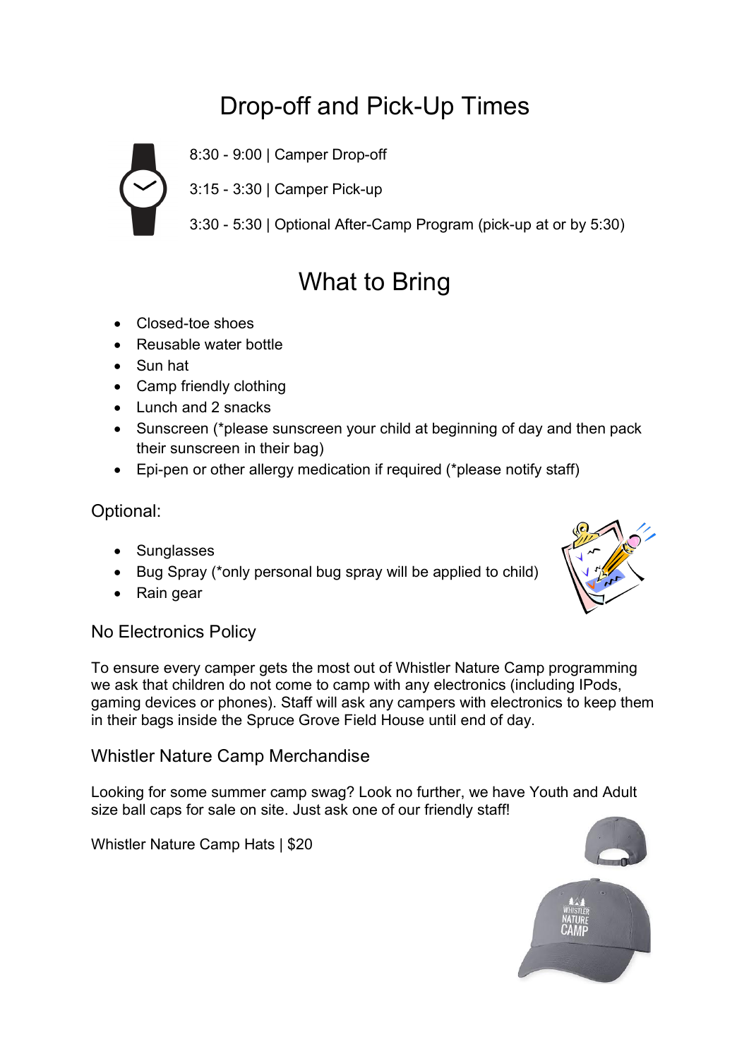# Drop-off and Pick-Up Times

8:30 - 9:00 | Camper Drop-off

3:15 - 3:30 | Camper Pick-up

3:30 - 5:30 | Optional After-Camp Program (pick-up at or by 5:30)

# What to Bring

- Closed-toe shoes
- Reusable water bottle
- Sun hat
- Camp friendly clothing
- Lunch and 2 snacks
- Sunscreen (*please sunscreen your child at beginning of day and then pack their sunscreen in their bag)
- Epi-pen or other allergy medication if required (*please notify staff)

## Optional:

- Sunglasses
- Bug Spray (*only personal bug spray will be applied to child)
- Rain gear

## No Electronics Policy

To ensure every camper gets the most out of Whistler Nature Camp programming we ask that children do not come to camp with any electronics (including IPods, gaming devices or phones). Staff will ask any campers with electronics to keep them in their bags inside the Spruce Grove Field House until end of day.

## Whistler Nature Camp Merchandise

Looking for some summer camp swag? Look no further, we have Youth and Adult size ball caps for sale on site. Just ask one of our friendly staff!

Whistler Nature Camp Hats | $20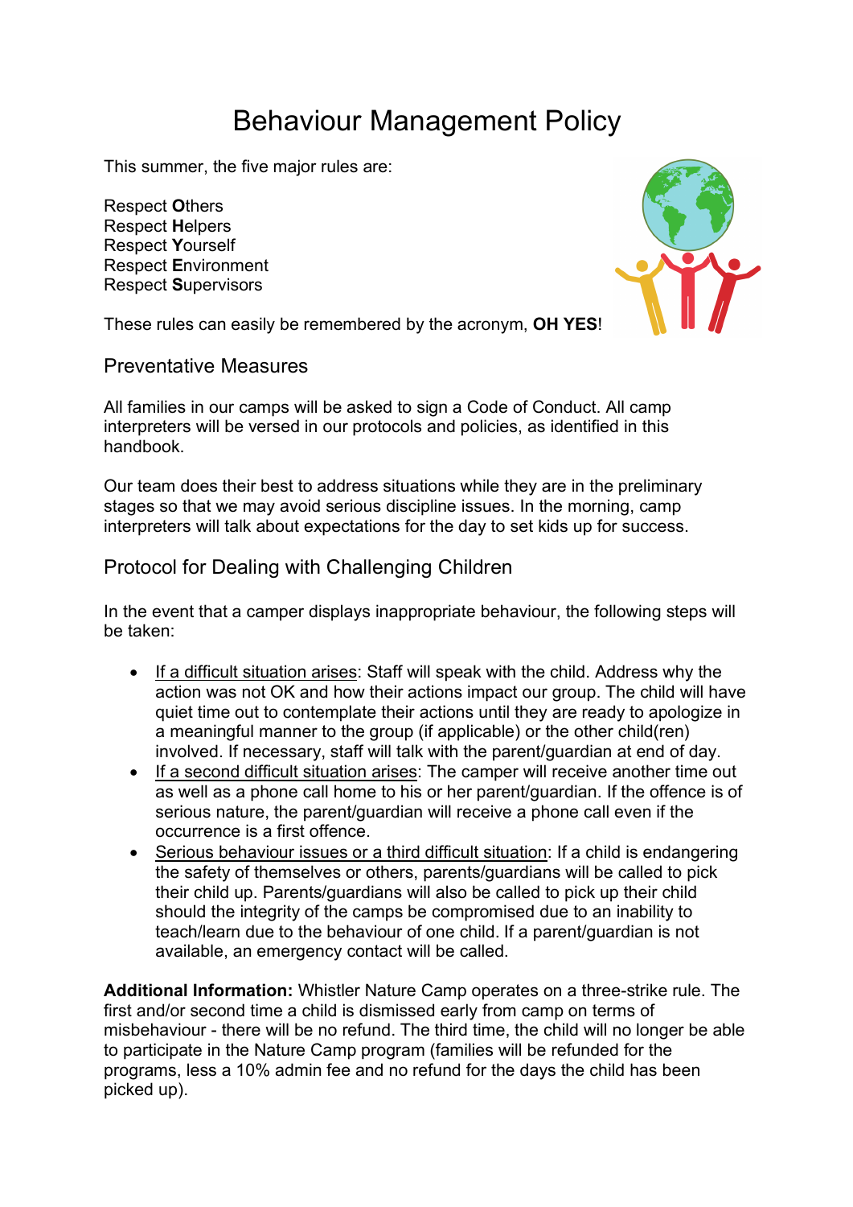# Behaviour Management Policy

This summer, the five major rules are:

Respect **O**thers
Respect **H**elpers
Respect **Y**ourself
Respect **E**nvironment
Respect **S**upervisors

These rules can easily be remembered by the acronym, **OH YES**!

## Preventative Measures

All families in our camps will be asked to sign a Code of Conduct. All camp interpreters will be versed in our protocols and policies, as identified in this handbook.

Our team does their best to address situations while they are in the preliminary stages so that we may avoid serious discipline issues. In the morning, camp interpreters will talk about expectations for the day to set kids up for success.

## Protocol for Dealing with Challenging Children

In the event that a camper displays inappropriate behaviour, the following steps will be taken:

- <u>If a difficult situation arises</u>: Staff will speak with the child. Address why the action was not OK and how their actions impact our group. The child will have quiet time out to contemplate their actions until they are ready to apologize in a meaningful manner to the group (if applicable) or the other child(ren) involved. If necessary, staff will talk with the parent/guardian at end of day.
- <u>If a second difficult situation arises</u>: The camper will receive another time out as well as a phone call home to his or her parent/guardian. If the offence is of serious nature, the parent/guardian will receive a phone call even if the occurrence is a first offence.
- <u>Serious behaviour issues or a third difficult situation</u>: If a child is endangering the safety of themselves or others, parents/guardians will be called to pick their child up. Parents/guardians will also be called to pick up their child should the integrity of the camps be compromised due to an inability to teach/learn due to the behaviour of one child. If a parent/guardian is not available, an emergency contact will be called.

**Additional Information:** Whistler Nature Camp operates on a three-strike rule. The first and/or second time a child is dismissed early from camp on terms of misbehaviour - there will be no refund. The third time, the child will no longer be able to participate in the Nature Camp program (families will be refunded for the programs, less a 10% admin fee and no refund for the days the child has been picked up).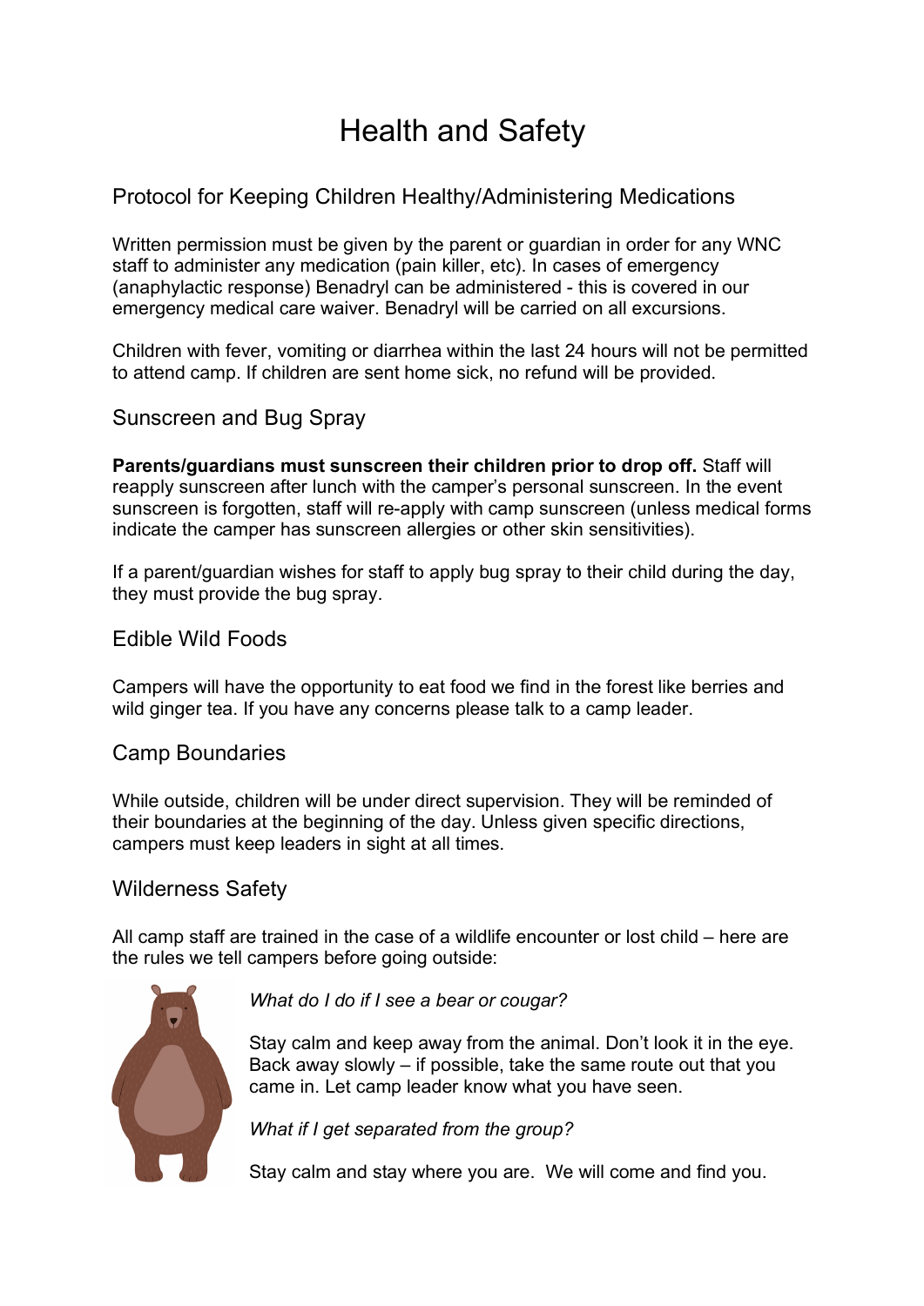# Health and Safety

## Protocol for Keeping Children Healthy/Administering Medications

Written permission must be given by the parent or guardian in order for any WNC staff to administer any medication (pain killer, etc). In cases of emergency (anaphylactic response) Benadryl can be administered - this is covered in our emergency medical care waiver. Benadryl will be carried on all excursions.

Children with fever, vomiting or diarrhea within the last 24 hours will not be permitted to attend camp. If children are sent home sick, no refund will be provided.

## Sunscreen and Bug Spray

**Parents/guardians must sunscreen their children prior to drop off.** Staff will reapply sunscreen after lunch with the camper's personal sunscreen. In the event sunscreen is forgotten, staff will re-apply with camp sunscreen (unless medical forms indicate the camper has sunscreen allergies or other skin sensitivities).

If a parent/guardian wishes for staff to apply bug spray to their child during the day, they must provide the bug spray.

## Edible Wild Foods

Campers will have the opportunity to eat food we find in the forest like berries and wild ginger tea. If you have any concerns please talk to a camp leader.

## Camp Boundaries

While outside, children will be under direct supervision. They will be reminded of their boundaries at the beginning of the day. Unless given specific directions, campers must keep leaders in sight at all times.

## Wilderness Safety

All camp staff are trained in the case of a wildlife encounter or lost child – here are the rules we tell campers before going outside:

*What do I do if I see a bear or cougar?*

Stay calm and keep away from the animal. Don't look it in the eye. Back away slowly – if possible, take the same route out that you came in. Let camp leader know what you have seen.

*What if I get separated from the group?*

Stay calm and stay where you are. We will come and find you.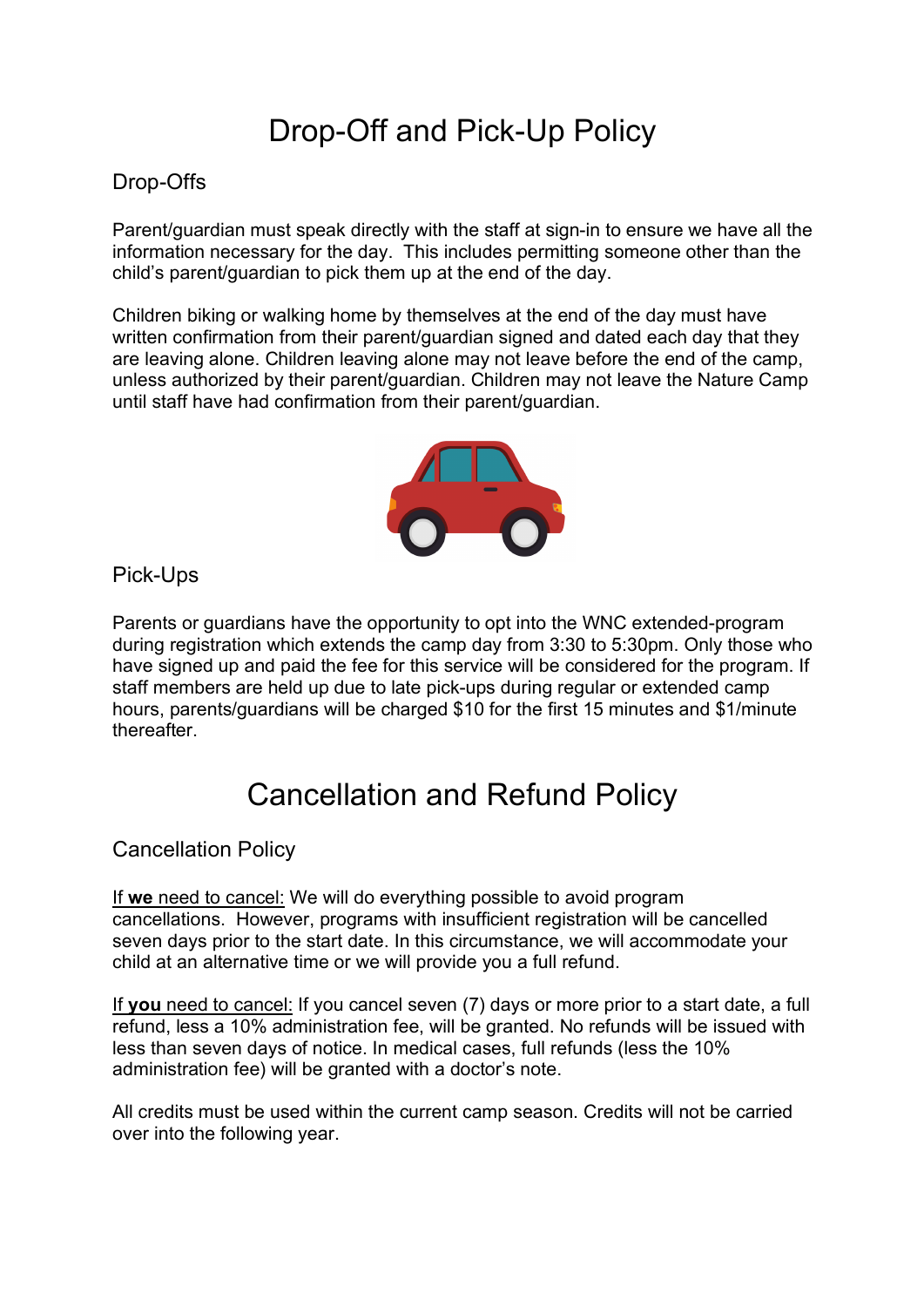# Drop-Off and Pick-Up Policy

## Drop-Offs

Parent/guardian must speak directly with the staff at sign-in to ensure we have all the information necessary for the day. This includes permitting someone other than the child's parent/guardian to pick them up at the end of the day.

Children biking or walking home by themselves at the end of the day must have written confirmation from their parent/guardian signed and dated each day that they are leaving alone. Children leaving alone may not leave before the end of the camp, unless authorized by their parent/guardian. Children may not leave the Nature Camp until staff have had confirmation from their parent/guardian.

## Pick-Ups

Parents or guardians have the opportunity to opt into the WNC extended-program during registration which extends the camp day from 3:30 to 5:30pm. Only those who have signed up and paid the fee for this service will be considered for the program. If staff members are held up due to late pick-ups during regular or extended camp hours, parents/guardians will be charged $10 for the first 15 minutes and $1/minute thereafter.

# Cancellation and Refund Policy

## Cancellation Policy

<u>If **we** need to cancel:</u> We will do everything possible to avoid program cancellations. However, programs with insufficient registration will be cancelled seven days prior to the start date. In this circumstance, we will accommodate your child at an alternative time or we will provide you a full refund.

<u>If **you** need to cancel:</u> If you cancel seven (7) days or more prior to a start date, a full refund, less a 10% administration fee, will be granted. No refunds will be issued with less than seven days of notice. In medical cases, full refunds (less the 10% administration fee) will be granted with a doctor's note.

All credits must be used within the current camp season. Credits will not be carried over into the following year.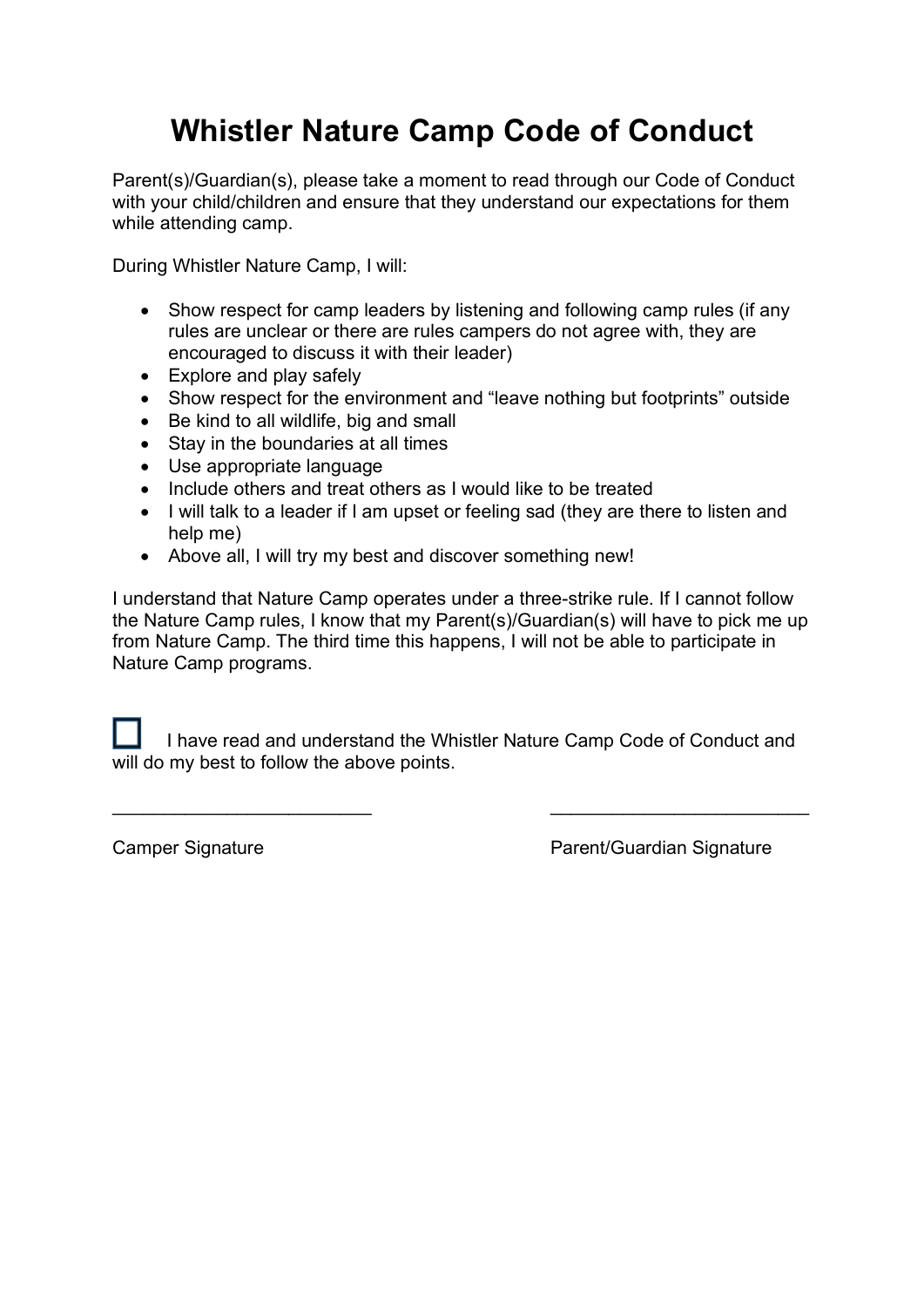# Whistler Nature Camp Code of Conduct

Parent(s)/Guardian(s), please take a moment to read through our Code of Conduct with your child/children and ensure that they understand our expectations for them while attending camp.

During Whistler Nature Camp, I will:

- Show respect for camp leaders by listening and following camp rules (if any rules are unclear or there are rules campers do not agree with, they are encouraged to discuss it with their leader)
- Explore and play safely
- Show respect for the environment and "leave nothing but footprints" outside
- Be kind to all wildlife, big and small
- Stay in the boundaries at all times
- Use appropriate language
- Include others and treat others as I would like to be treated
- I will talk to a leader if I am upset or feeling sad (they are there to listen and help me)
- Above all, I will try my best and discover something new!

I understand that Nature Camp operates under a three-strike rule. If I cannot follow the Nature Camp rules, I know that my Parent(s)/Guardian(s) will have to pick me up from Nature Camp. The third time this happens, I will not be able to participate in Nature Camp programs.

☐ I have read and understand the Whistler Nature Camp Code of Conduct and will do my best to follow the above points.

_________________________ _________________________

Camper Signature Parent/Guardian Signature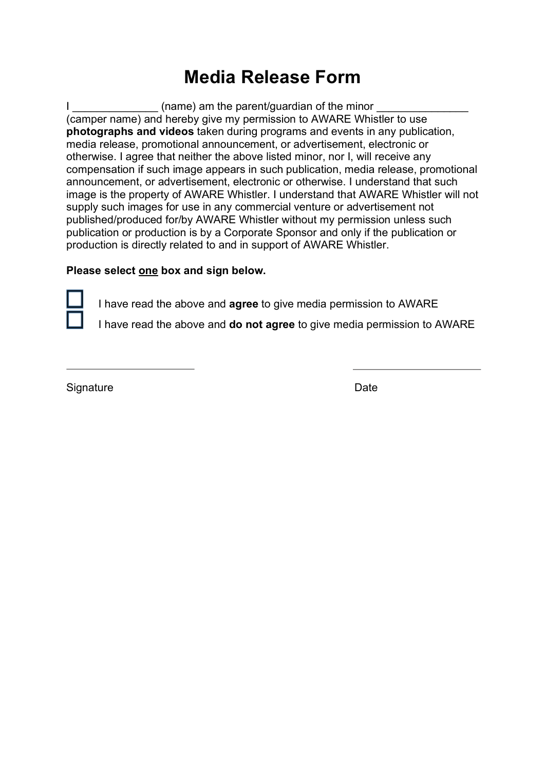# Media Release Form

I ______________ (name) am the parent/guardian of the minor _______________ (camper name) and hereby give my permission to AWARE Whistler to use **photographs and videos** taken during programs and events in any publication, media release, promotional announcement, or advertisement, electronic or otherwise. I agree that neither the above listed minor, nor I, will receive any compensation if such image appears in such publication, media release, promotional announcement, or advertisement, electronic or otherwise. I understand that such image is the property of AWARE Whistler. I understand that AWARE Whistler will not supply such images for use in any commercial venture or advertisement not published/produced for/by AWARE Whistler without my permission unless such publication or production is by a Corporate Sponsor and only if the publication or production is directly related to and in support of AWARE Whistler.

**Please select <u>one</u> box and sign below.**

☐ I have read the above and **agree** to give media permission to AWARE

☐ I have read the above and **do not agree** to give media permission to AWARE

______________________ ______________________

Signature Date